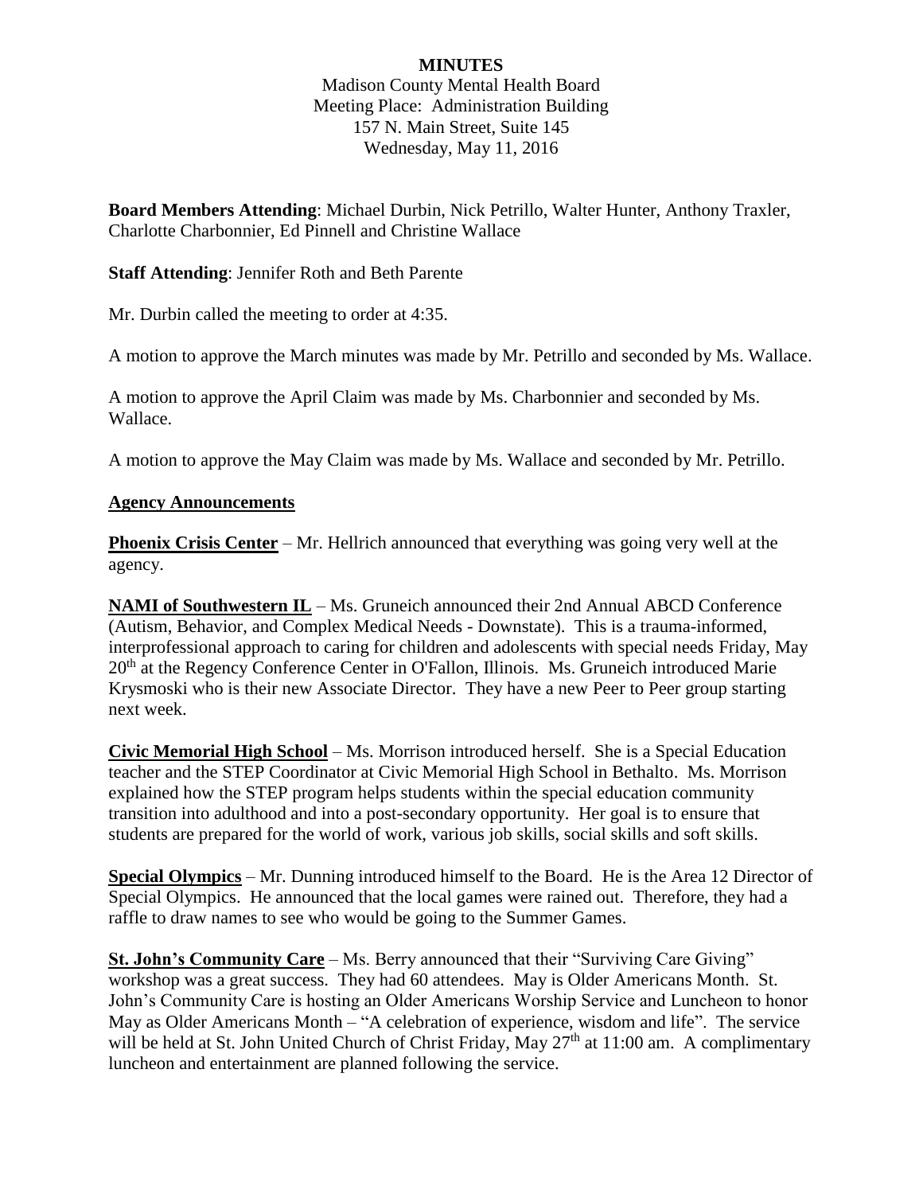**MINUTES**

Madison County Mental Health Board
Meeting Place: Administration Building
157 N. Main Street, Suite 145
Wednesday, May 11, 2016

**Board Members Attending**: Michael Durbin, Nick Petrillo, Walter Hunter, Anthony Traxler, Charlotte Charbonnier, Ed Pinnell and Christine Wallace

**Staff Attending**: Jennifer Roth and Beth Parente

Mr. Durbin called the meeting to order at 4:35.

A motion to approve the March minutes was made by Mr. Petrillo and seconded by Ms. Wallace.

A motion to approve the April Claim was made by Ms. Charbonnier and seconded by Ms. Wallace.

A motion to approve the May Claim was made by Ms. Wallace and seconded by Mr. Petrillo.

**Agency Announcements**

**Phoenix Crisis Center** – Mr. Hellrich announced that everything was going very well at the agency.

**NAMI of Southwestern IL** – Ms. Gruneich announced their 2nd Annual ABCD Conference (Autism, Behavior, and Complex Medical Needs - Downstate). This is a trauma-informed, interprofessional approach to caring for children and adolescents with special needs Friday, May 20th at the Regency Conference Center in O'Fallon, Illinois. Ms. Gruneich introduced Marie Krysmoski who is their new Associate Director. They have a new Peer to Peer group starting next week.

**Civic Memorial High School** – Ms. Morrison introduced herself. She is a Special Education teacher and the STEP Coordinator at Civic Memorial High School in Bethalto. Ms. Morrison explained how the STEP program helps students within the special education community transition into adulthood and into a post-secondary opportunity. Her goal is to ensure that students are prepared for the world of work, various job skills, social skills and soft skills.

**Special Olympics** – Mr. Dunning introduced himself to the Board. He is the Area 12 Director of Special Olympics. He announced that the local games were rained out. Therefore, they had a raffle to draw names to see who would be going to the Summer Games.

**St. John's Community Care** – Ms. Berry announced that their "Surviving Care Giving" workshop was a great success. They had 60 attendees. May is Older Americans Month. St. John's Community Care is hosting an Older Americans Worship Service and Luncheon to honor May as Older Americans Month – "A celebration of experience, wisdom and life". The service will be held at St. John United Church of Christ Friday, May 27th at 11:00 am. A complimentary luncheon and entertainment are planned following the service.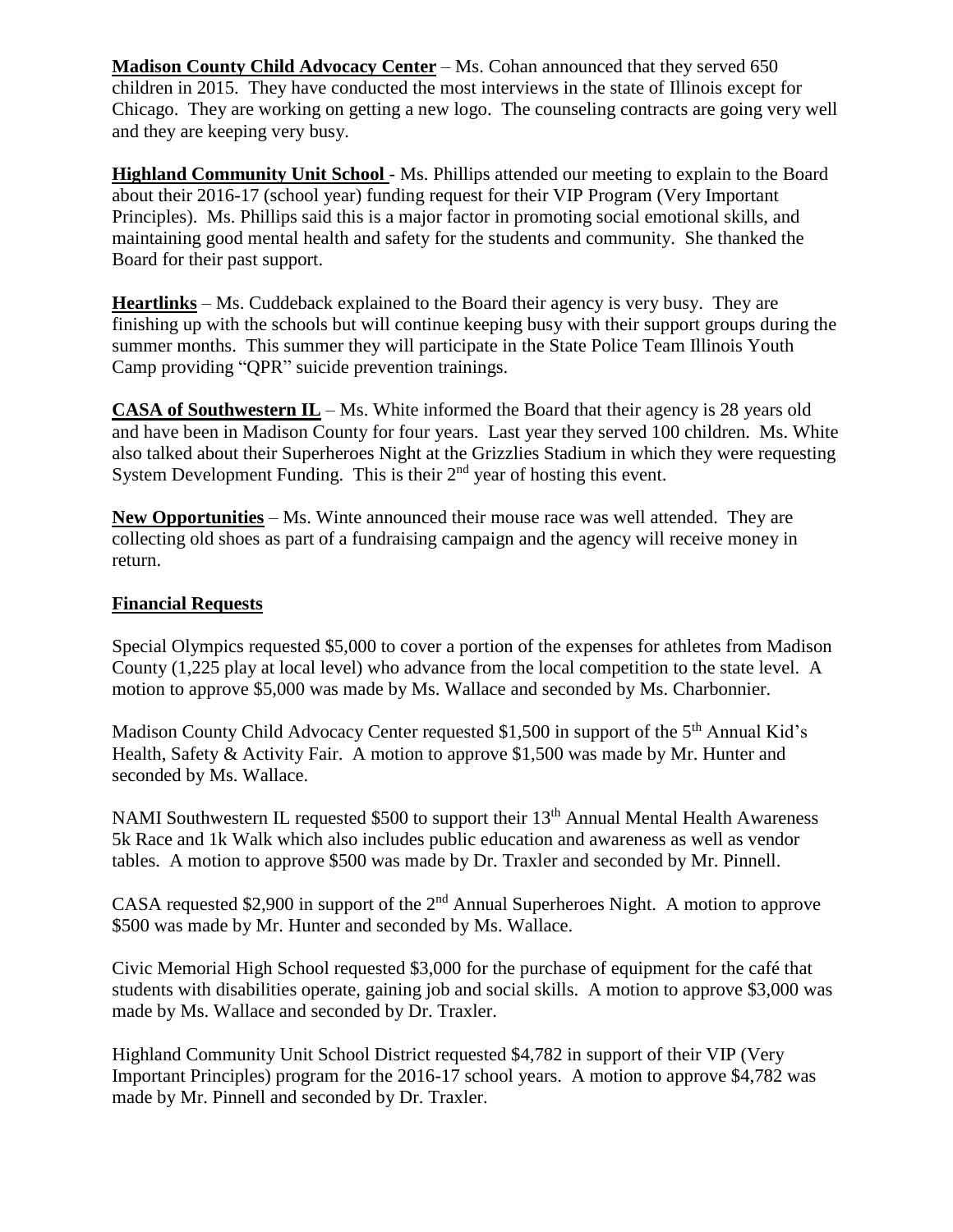**Madison County Child Advocacy Center** – Ms. Cohan announced that they served 650 children in 2015. They have conducted the most interviews in the state of Illinois except for Chicago. They are working on getting a new logo. The counseling contracts are going very well and they are keeping very busy.

**Highland Community Unit School** - Ms. Phillips attended our meeting to explain to the Board about their 2016-17 (school year) funding request for their VIP Program (Very Important Principles). Ms. Phillips said this is a major factor in promoting social emotional skills, and maintaining good mental health and safety for the students and community. She thanked the Board for their past support.

**Heartlinks** – Ms. Cuddeback explained to the Board their agency is very busy. They are finishing up with the schools but will continue keeping busy with their support groups during the summer months. This summer they will participate in the State Police Team Illinois Youth Camp providing "QPR" suicide prevention trainings.

**CASA of Southwestern IL** – Ms. White informed the Board that their agency is 28 years old and have been in Madison County for four years. Last year they served 100 children. Ms. White also talked about their Superheroes Night at the Grizzlies Stadium in which they were requesting System Development Funding. This is their 2nd year of hosting this event.

**New Opportunities** – Ms. Winte announced their mouse race was well attended. They are collecting old shoes as part of a fundraising campaign and the agency will receive money in return.

## Financial Requests

Special Olympics requested $5,000 to cover a portion of the expenses for athletes from Madison County (1,225 play at local level) who advance from the local competition to the state level. A motion to approve $5,000 was made by Ms. Wallace and seconded by Ms. Charbonnier.

Madison County Child Advocacy Center requested $1,500 in support of the 5th Annual Kid's Health, Safety & Activity Fair. A motion to approve $1,500 was made by Mr. Hunter and seconded by Ms. Wallace.

NAMI Southwestern IL requested $500 to support their 13th Annual Mental Health Awareness 5k Race and 1k Walk which also includes public education and awareness as well as vendor tables. A motion to approve $500 was made by Dr. Traxler and seconded by Mr. Pinnell.

CASA requested $2,900 in support of the 2nd Annual Superheroes Night. A motion to approve $500 was made by Mr. Hunter and seconded by Ms. Wallace.

Civic Memorial High School requested $3,000 for the purchase of equipment for the café that students with disabilities operate, gaining job and social skills. A motion to approve $3,000 was made by Ms. Wallace and seconded by Dr. Traxler.

Highland Community Unit School District requested $4,782 in support of their VIP (Very Important Principles) program for the 2016-17 school years. A motion to approve $4,782 was made by Mr. Pinnell and seconded by Dr. Traxler.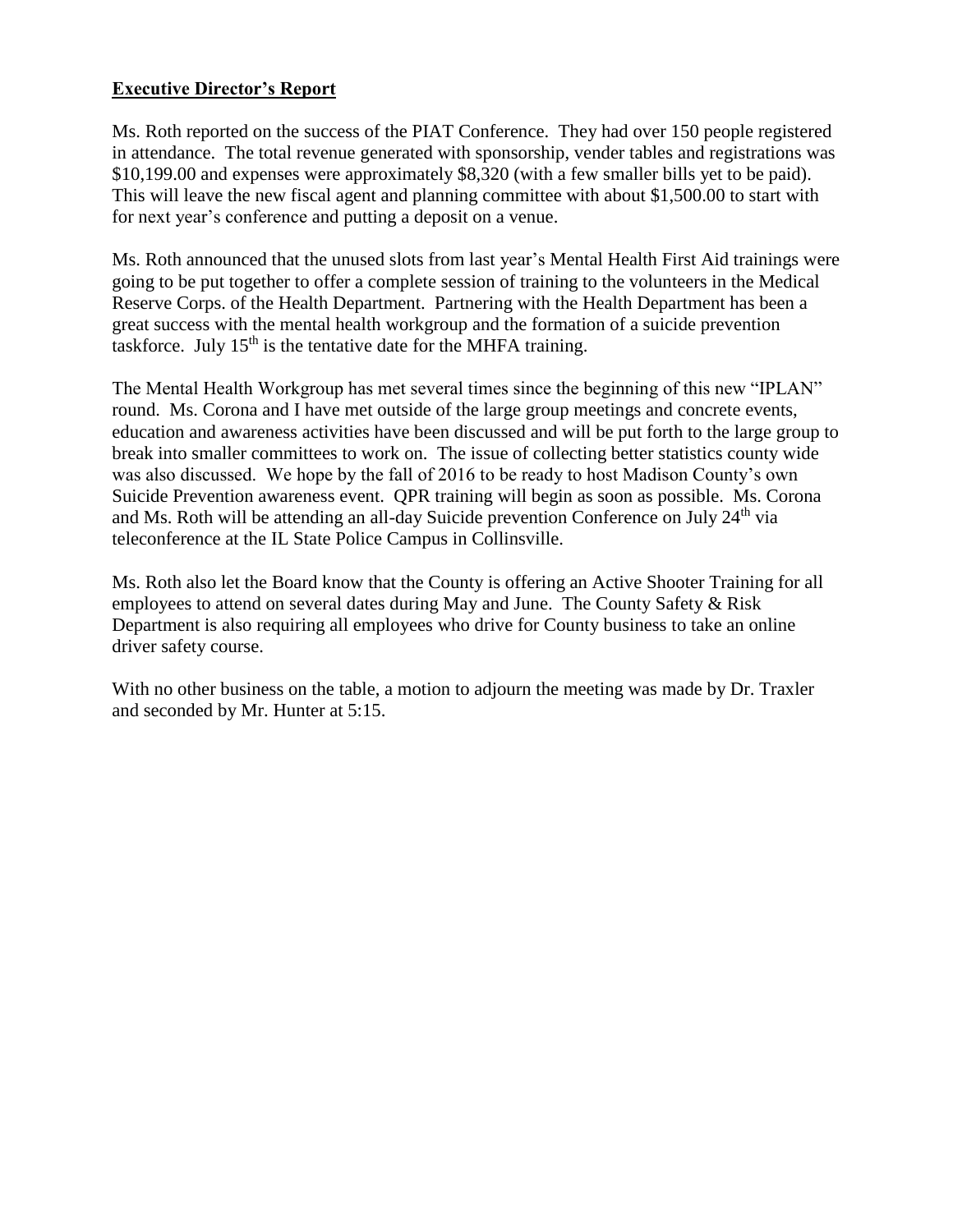**Executive Director's Report**

Ms. Roth reported on the success of the PIAT Conference. They had over 150 people registered in attendance. The total revenue generated with sponsorship, vender tables and registrations was $10,199.00 and expenses were approximately $8,320 (with a few smaller bills yet to be paid). This will leave the new fiscal agent and planning committee with about $1,500.00 to start with for next year's conference and putting a deposit on a venue.

Ms. Roth announced that the unused slots from last year's Mental Health First Aid trainings were going to be put together to offer a complete session of training to the volunteers in the Medical Reserve Corps. of the Health Department. Partnering with the Health Department has been a great success with the mental health workgroup and the formation of a suicide prevention taskforce. July 15th is the tentative date for the MHFA training.

The Mental Health Workgroup has met several times since the beginning of this new "IPLAN" round. Ms. Corona and I have met outside of the large group meetings and concrete events, education and awareness activities have been discussed and will be put forth to the large group to break into smaller committees to work on. The issue of collecting better statistics county wide was also discussed. We hope by the fall of 2016 to be ready to host Madison County's own Suicide Prevention awareness event. QPR training will begin as soon as possible. Ms. Corona and Ms. Roth will be attending an all-day Suicide prevention Conference on July 24th via teleconference at the IL State Police Campus in Collinsville.

Ms. Roth also let the Board know that the County is offering an Active Shooter Training for all employees to attend on several dates during May and June. The County Safety & Risk Department is also requiring all employees who drive for County business to take an online driver safety course.

With no other business on the table, a motion to adjourn the meeting was made by Dr. Traxler and seconded by Mr. Hunter at 5:15.